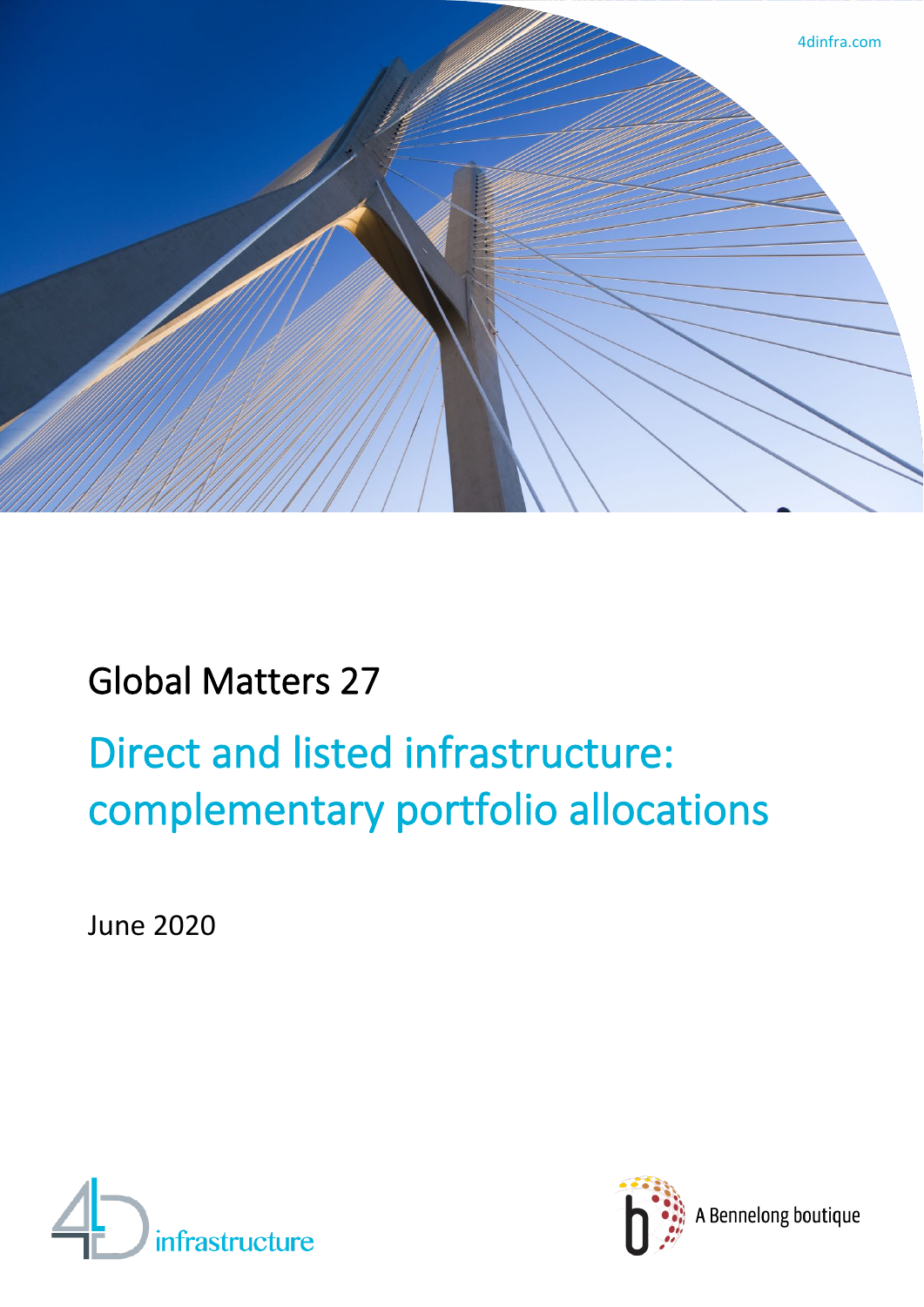4dinfra.com

Global Matters 27

# Direct and listed infrastructure: complementary portfolio allocations

June 2020

infrastructure

A Bennelong boutique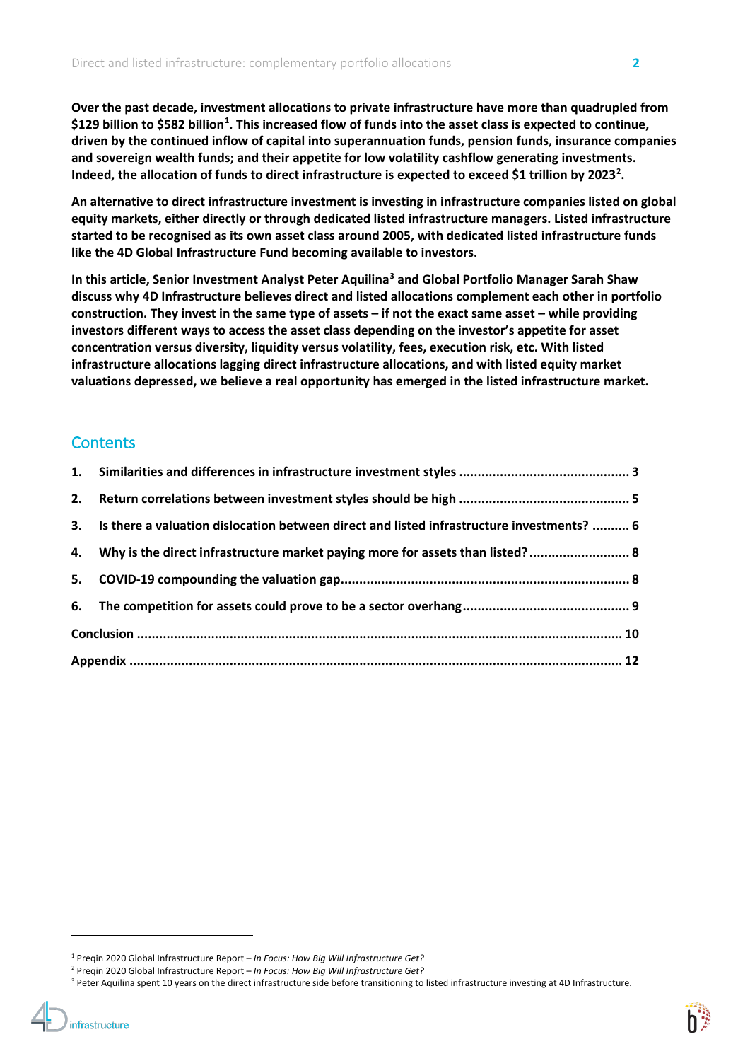**Over the past decade, investment allocations to private infrastructure have more than quadrupled from $129 billion to $582 billion[1]. This increased flow of funds into the asset class is expected to continue, driven by the continued inflow of capital into superannuation funds, pension funds, insurance companies and sovereign wealth funds; and their appetite for low volatility cashflow generating investments. Indeed, the allocation of funds to direct infrastructure is expected to exceed $1 trillion by 2023[2].**

**An alternative to direct infrastructure investment is investing in infrastructure companies listed on global equity markets, either directly or through dedicated listed infrastructure managers. Listed infrastructure started to be recognised as its own asset class around 2005, with dedicated listed infrastructure funds like the 4D Global Infrastructure Fund becoming available to investors.**

**In this article, Senior Investment Analyst Peter Aquilina[3] and Global Portfolio Manager Sarah Shaw discuss why 4D Infrastructure believes direct and listed allocations complement each other in portfolio construction. They invest in the same type of assets – if not the exact same asset – while providing investors different ways to access the asset class depending on the investor's appetite for asset concentration versus diversity, liquidity versus volatility, fees, execution risk, etc. With listed infrastructure allocations lagging direct infrastructure allocations, and with listed equity market valuations depressed, we believe a real opportunity has emerged in the listed infrastructure market.**

## Contents

1. **Similarities and differences in infrastructure investment styles** ........ 3
2. **Return correlations between investment styles should be high** ........ 5
3. **Is there a valuation dislocation between direct and listed infrastructure investments?** ........ 6
4. **Why is the direct infrastructure market paying more for assets than listed?** ........ 8
5. **COVID-19 compounding the valuation gap** ........ 8
6. **The competition for assets could prove to be a sector overhang** ........ 9

**Conclusion** ........ 10

**Appendix** ........ 12

---

[1] Preqin 2020 Global Infrastructure Report – *In Focus: How Big Will Infrastructure Get?*

[2] Preqin 2020 Global Infrastructure Report – *In Focus: How Big Will Infrastructure Get?*

[3] Peter Aquilina spent 10 years on the direct infrastructure side before transitioning to listed infrastructure investing at 4D Infrastructure.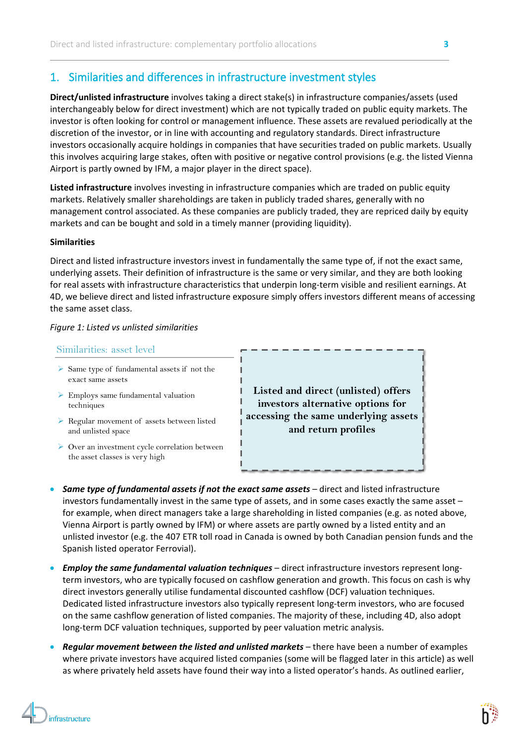## 1. Similarities and differences in infrastructure investment styles

**Direct/unlisted infrastructure** involves taking a direct stake(s) in infrastructure companies/assets (used interchangeably below for direct investment) which are not typically traded on public equity markets. The investor is often looking for control or management influence. These assets are revalued periodically at the discretion of the investor, or in line with accounting and regulatory standards. Direct infrastructure investors occasionally acquire holdings in companies that have securities traded on public markets. Usually this involves acquiring large stakes, often with positive or negative control provisions (e.g. the listed Vienna Airport is partly owned by IFM, a major player in the direct space).

**Listed infrastructure** involves investing in infrastructure companies which are traded on public equity markets. Relatively smaller shareholdings are taken in publicly traded shares, generally with no management control associated. As these companies are publicly traded, they are repriced daily by equity markets and can be bought and sold in a timely manner (providing liquidity).

**Similarities**

Direct and listed infrastructure investors invest in fundamentally the same type of, if not the exact same, underlying assets. Their definition of infrastructure is the same or very similar, and they are both looking for real assets with infrastructure characteristics that underpin long-term visible and resilient earnings. At 4D, we believe direct and listed infrastructure exposure simply offers investors different means of accessing the same asset class.

*Figure 1: Listed vs unlisted similarities*

Similarities: asset level

- Same type of fundamental assets if not the exact same assets
- Employs same fundamental valuation techniques
- Regular movement of assets between listed and unlisted space
- Over an investment cycle correlation between the asset classes is very high

**Listed and direct (unlisted) offers investors alternative options for accessing the same underlying assets and return profiles**

- ***Same type of fundamental assets if not the exact same assets*** – direct and listed infrastructure investors fundamentally invest in the same type of assets, and in some cases exactly the same asset – for example, when direct managers take a large shareholding in listed companies (e.g. as noted above, Vienna Airport is partly owned by IFM) or where assets are partly owned by a listed entity and an unlisted investor (e.g. the 407 ETR toll road in Canada is owned by both Canadian pension funds and the Spanish listed operator Ferrovial).
- ***Employ the same fundamental valuation techniques*** – direct infrastructure investors represent long-term investors, who are typically focused on cashflow generation and growth. This focus on cash is why direct investors generally utilise fundamental discounted cashflow (DCF) valuation techniques. Dedicated listed infrastructure investors also typically represent long-term investors, who are focused on the same cashflow generation of listed companies. The majority of these, including 4D, also adopt long-term DCF valuation techniques, supported by peer valuation metric analysis.
- ***Regular movement between the listed and unlisted markets*** – there have been a number of examples where private investors have acquired listed companies (some will be flagged later in this article) as well as where privately held assets have found their way into a listed operator's hands. As outlined earlier,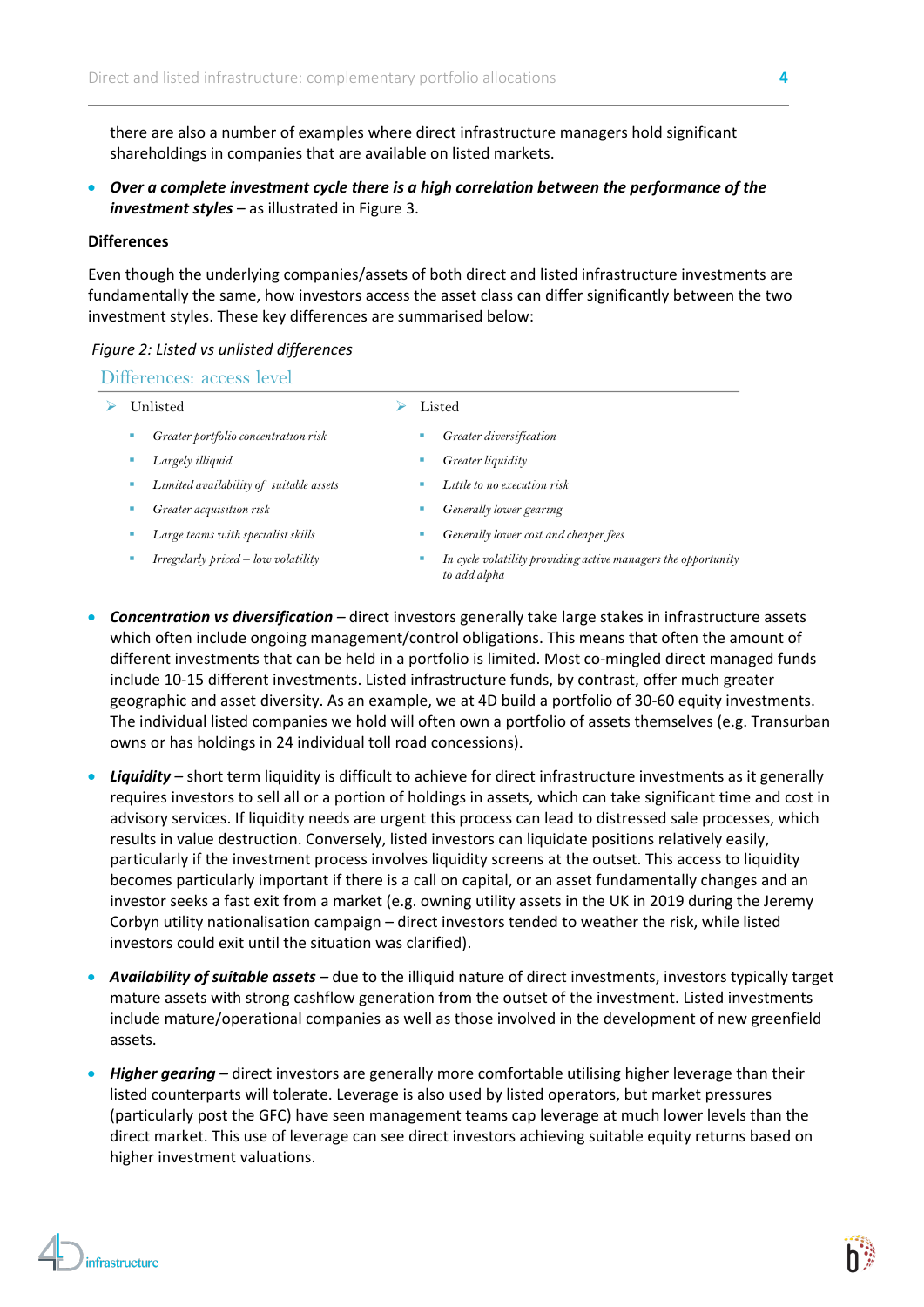there are also a number of examples where direct infrastructure managers hold significant shareholdings in companies that are available on listed markets.

- ***Over a complete investment cycle there is a high correlation between the performance of the investment styles*** – as illustrated in Figure 3.

**Differences**

Even though the underlying companies/assets of both direct and listed infrastructure investments are fundamentally the same, how investors access the asset class can differ significantly between the two investment styles. These key differences are summarised below:

*Figure 2: Listed vs unlisted differences*

Differences: access level

- Unlisted
  - *Greater portfolio concentration risk*
  - *Largely illiquid*
  - *Limited availability of suitable assets*
  - *Greater acquisition risk*
  - *Large teams with specialist skills*
  - *Irregularly priced – low volatility*
- Listed
  - *Greater diversification*
  - *Greater liquidity*
  - *Little to no execution risk*
  - *Generally lower gearing*
  - *Generally lower cost and cheaper fees*
  - *In cycle volatility providing active managers the opportunity to add alpha*

- ***Concentration vs diversification*** – direct investors generally take large stakes in infrastructure assets which often include ongoing management/control obligations. This means that often the amount of different investments that can be held in a portfolio is limited. Most co-mingled direct managed funds include 10-15 different investments. Listed infrastructure funds, by contrast, offer much greater geographic and asset diversity. As an example, we at 4D build a portfolio of 30-60 equity investments. The individual listed companies we hold will often own a portfolio of assets themselves (e.g. Transurban owns or has holdings in 24 individual toll road concessions).

- ***Liquidity*** – short term liquidity is difficult to achieve for direct infrastructure investments as it generally requires investors to sell all or a portion of holdings in assets, which can take significant time and cost in advisory services. If liquidity needs are urgent this process can lead to distressed sale processes, which results in value destruction. Conversely, listed investors can liquidate positions relatively easily, particularly if the investment process involves liquidity screens at the outset. This access to liquidity becomes particularly important if there is a call on capital, or an asset fundamentally changes and an investor seeks a fast exit from a market (e.g. owning utility assets in the UK in 2019 during the Jeremy Corbyn utility nationalisation campaign – direct investors tended to weather the risk, while listed investors could exit until the situation was clarified).

- ***Availability of suitable assets*** – due to the illiquid nature of direct investments, investors typically target mature assets with strong cashflow generation from the outset of the investment. Listed investments include mature/operational companies as well as those involved in the development of new greenfield assets.

- ***Higher gearing*** – direct investors are generally more comfortable utilising higher leverage than their listed counterparts will tolerate. Leverage is also used by listed operators, but market pressures (particularly post the GFC) have seen management teams cap leverage at much lower levels than the direct market. This use of leverage can see direct investors achieving suitable equity returns based on higher investment valuations.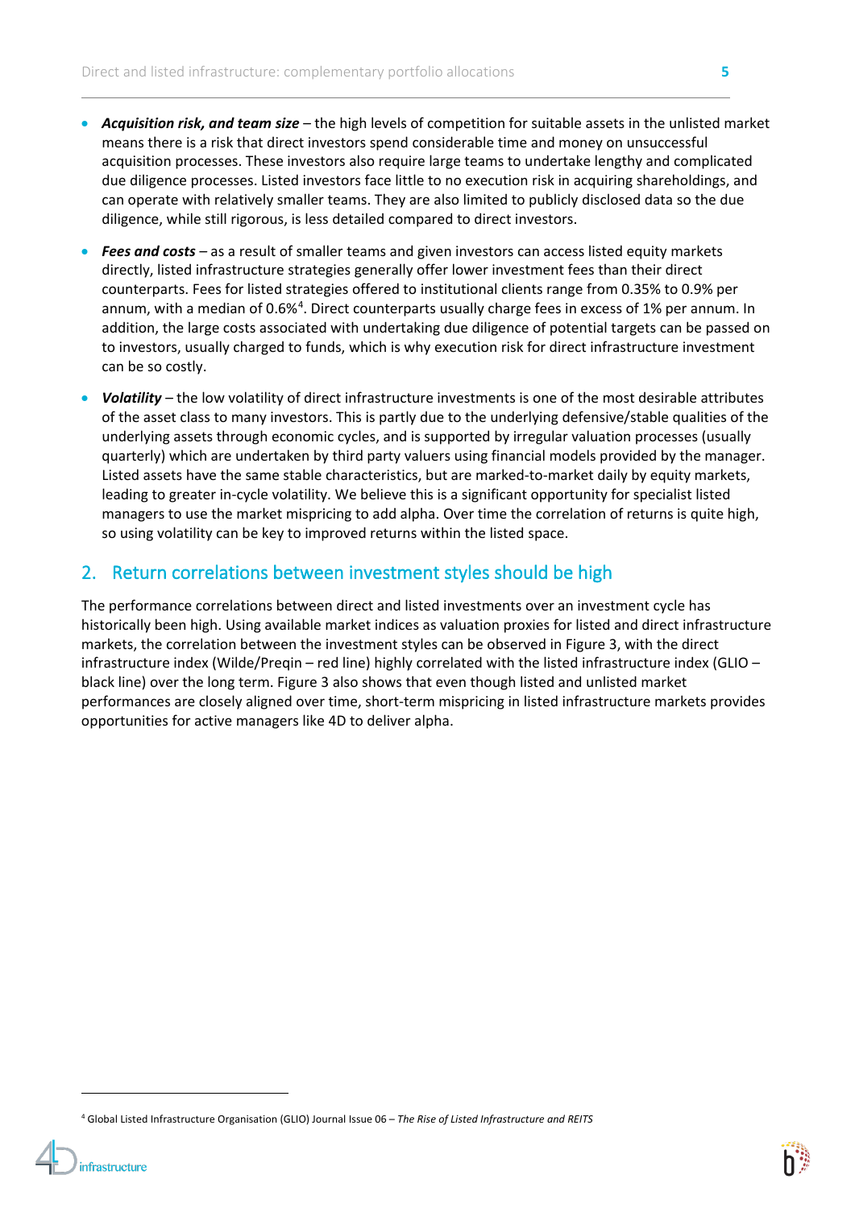- ***Acquisition risk, and team size*** – the high levels of competition for suitable assets in the unlisted market means there is a risk that direct investors spend considerable time and money on unsuccessful acquisition processes. These investors also require large teams to undertake lengthy and complicated due diligence processes. Listed investors face little to no execution risk in acquiring shareholdings, and can operate with relatively smaller teams. They are also limited to publicly disclosed data so the due diligence, while still rigorous, is less detailed compared to direct investors.

- ***Fees and costs*** – as a result of smaller teams and given investors can access listed equity markets directly, listed infrastructure strategies generally offer lower investment fees than their direct counterparts. Fees for listed strategies offered to institutional clients range from 0.35% to 0.9% per annum, with a median of 0.6%[4]. Direct counterparts usually charge fees in excess of 1% per annum. In addition, the large costs associated with undertaking due diligence of potential targets can be passed on to investors, usually charged to funds, which is why execution risk for direct infrastructure investment can be so costly.

- ***Volatility*** – the low volatility of direct infrastructure investments is one of the most desirable attributes of the asset class to many investors. This is partly due to the underlying defensive/stable qualities of the underlying assets through economic cycles, and is supported by irregular valuation processes (usually quarterly) which are undertaken by third party valuers using financial models provided by the manager. Listed assets have the same stable characteristics, but are marked-to-market daily by equity markets, leading to greater in-cycle volatility. We believe this is a significant opportunity for specialist listed managers to use the market mispricing to add alpha. Over time the correlation of returns is quite high, so using volatility can be key to improved returns within the listed space.

## 2. Return correlations between investment styles should be high

The performance correlations between direct and listed investments over an investment cycle has historically been high. Using available market indices as valuation proxies for listed and direct infrastructure markets, the correlation between the investment styles can be observed in Figure 3, with the direct infrastructure index (Wilde/Preqin – red line) highly correlated with the listed infrastructure index (GLIO – black line) over the long term. Figure 3 also shows that even though listed and unlisted market performances are closely aligned over time, short-term mispricing in listed infrastructure markets provides opportunities for active managers like 4D to deliver alpha.

[4] Global Listed Infrastructure Organisation (GLIO) Journal Issue 06 – *The Rise of Listed Infrastructure and REITS*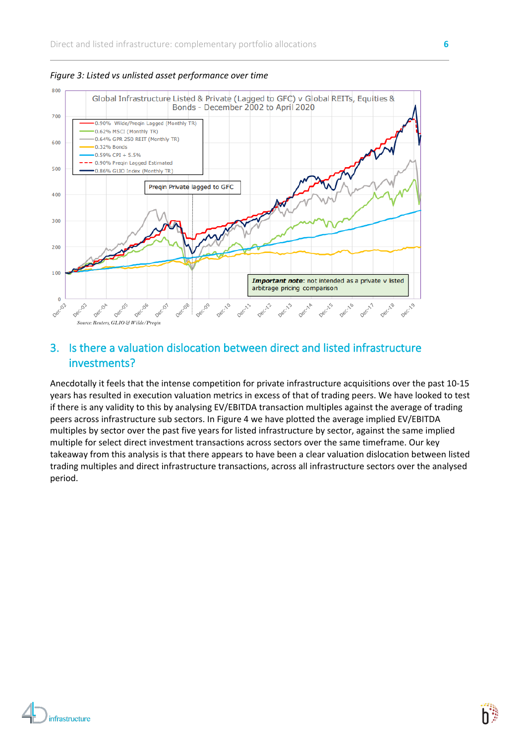*Figure 3: Listed vs unlisted asset performance over time*

Global Infrastructure Listed & Private (Lagged to GFC) v Global REITs, Equities & Bonds - December 2002 to April 2020

- 0.90% Wilde/Preqin Lagged (Monthly TR)
- 0.62% MSCI (Monthly TR)
- 0.64% GPR 250 REIT (Monthly TR)
- 0.32% Bonds
- 0.59% CPI + 5.5%
- 0.90% Preqin Lagged Estimated
- 0.86% GLIO Index (Monthly TR)

Preqin Private lagged to GFC

***Important note***: not intended as a private v listed arbitrage pricing comparison

*Source: Reuters, GLIO & Wilde/Preqin*

## 3. Is there a valuation dislocation between direct and listed infrastructure investments?

Anecdotally it feels that the intense competition for private infrastructure acquisitions over the past 10-15 years has resulted in execution valuation metrics in excess of that of trading peers. We have looked to test if there is any validity to this by analysing EV/EBITDA transaction multiples against the average of trading peers across infrastructure sub sectors. In Figure 4 we have plotted the average implied EV/EBITDA multiples by sector over the past five years for listed infrastructure by sector, against the same implied multiple for select direct investment transactions across sectors over the same timeframe. Our key takeaway from this analysis is that there appears to have been a clear valuation dislocation between listed trading multiples and direct infrastructure transactions, across all infrastructure sectors over the analysed period.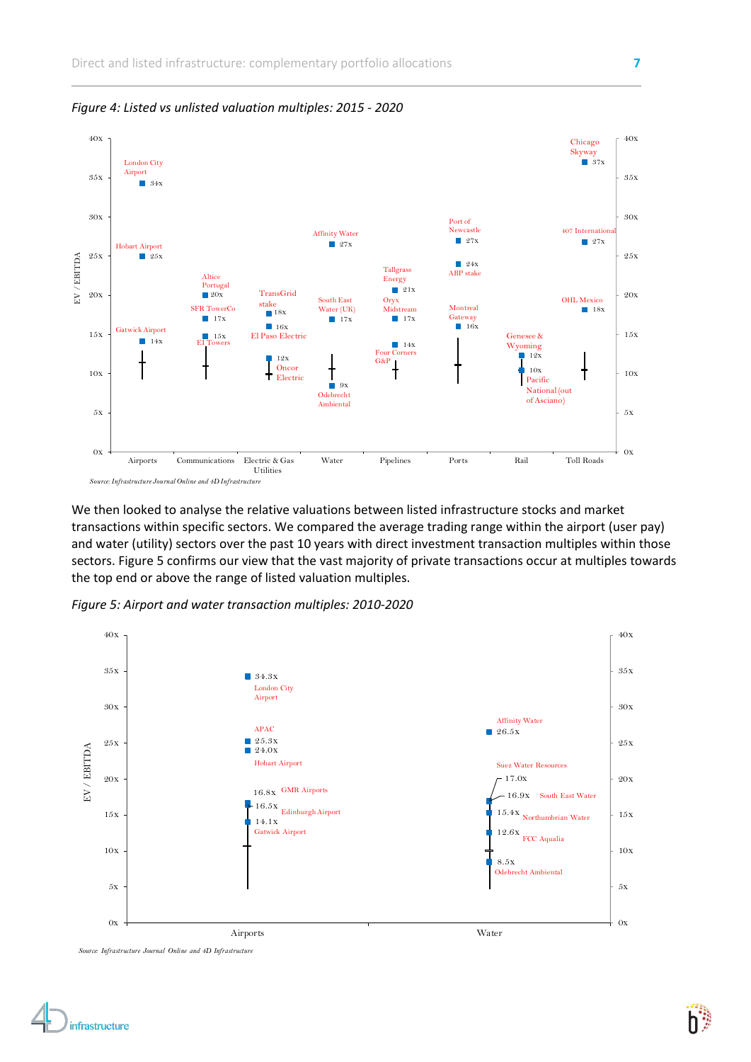*Figure 4: Listed vs unlisted valuation multiples: 2015 - 2020*

| Sector | Transaction | EV / EBITDA |
|---|---|---|
| Airports | London City Airport | 34x |
| Airports | Hobart Airport | 25x |
| Airports | Gatwick Airport | 14x |
| Communications | Altice Portugal | 20x |
| Communications | SFR TowerCo | 17x |
| Communications | El Towers | 15x |
| Electric & Gas Utilities | TransGrid stake | 18x |
| Electric & Gas Utilities | El Paso Electric | 16x |
| Electric & Gas Utilities | Oncor Electric | 12x |
| Water | Affinity Water | 27x |
| Water | South East Water (UK) | 17x |
| Water | Odebrecht Ambiental | 9x |
| Pipelines | Tallgrass Energy | 21x |
| Pipelines | Oryx Midstream | 17x |
| Pipelines | Four Corners G&P | 14x |
| Ports | Port of Newcastle | 27x |
| Ports | ABP stake | 24x |
| Ports | Montreal Gateway | 16x |
| Rail | Genesee & Wyoming | 12x |
| Rail | Pacific National (out of Asciano) | 10x |
| Toll Roads | Chicago Skyway | 37x |
| Toll Roads | 407 International | 27x |
| Toll Roads | OHL Mexico | 18x |

Source: Infrastructure Journal Online and 4D Infrastructure

We then looked to analyse the relative valuations between listed infrastructure stocks and market transactions within specific sectors. We compared the average trading range within the airport (user pay) and water (utility) sectors over the past 10 years with direct investment transaction multiples within those sectors. Figure 5 confirms our view that the vast majority of private transactions occur at multiples towards the top end or above the range of listed valuation multiples.

*Figure 5: Airport and water transaction multiples: 2010-2020*

| Sector | Transaction | EV / EBITDA |
|---|---|---|
| Airports | London City Airport | 34.3x |
| Airports | APAC | 25.3x |
| Airports | Hobart Airport | 24.0x |
| Airports | GMR Airports | 16.8x |
| Airports | Edinburgh Airport | 16.5x |
| Airports | Gatwick Airport | 14.1x |
| Water | Affinity Water | 26.5x |
| Water | Suez Water Resources | 17.0x |
| Water | South East Water | 16.9x |
| Water | Northumbrian Water | 15.4x |
| Water | FCC Aqualia | 12.6x |
| Water | Odebrecht Ambiental | 8.5x |

Source: Infrastructure Journal Online and 4D Infrastructure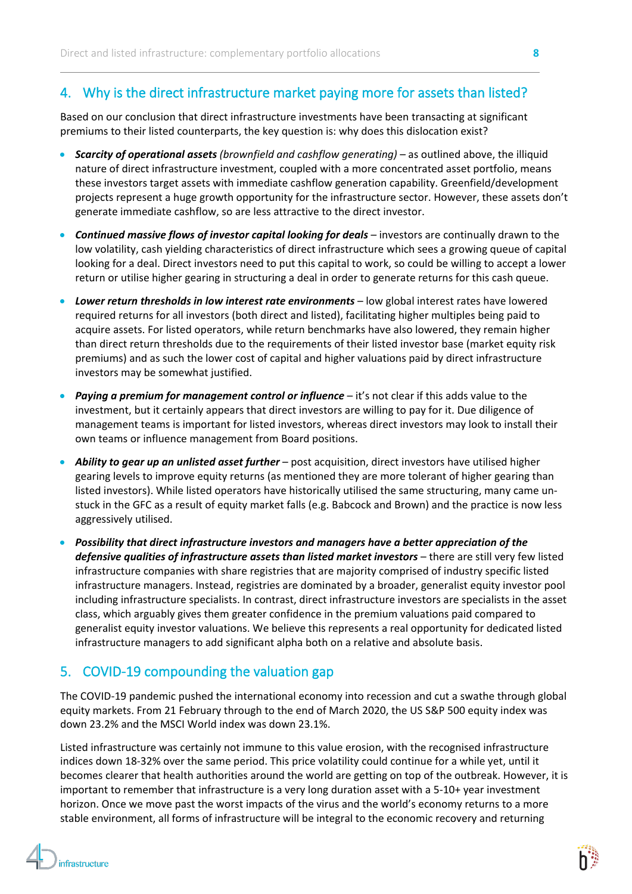## 4. Why is the direct infrastructure market paying more for assets than listed?

Based on our conclusion that direct infrastructure investments have been transacting at significant premiums to their listed counterparts, the key question is: why does this dislocation exist?

- ***Scarcity of operational assets*** *(brownfield and cashflow generating)* – as outlined above, the illiquid nature of direct infrastructure investment, coupled with a more concentrated asset portfolio, means these investors target assets with immediate cashflow generation capability. Greenfield/development projects represent a huge growth opportunity for the infrastructure sector. However, these assets don't generate immediate cashflow, so are less attractive to the direct investor.

- ***Continued massive flows of investor capital looking for deals*** – investors are continually drawn to the low volatility, cash yielding characteristics of direct infrastructure which sees a growing queue of capital looking for a deal. Direct investors need to put this capital to work, so could be willing to accept a lower return or utilise higher gearing in structuring a deal in order to generate returns for this cash queue.

- ***Lower return thresholds in low interest rate environments*** – low global interest rates have lowered required returns for all investors (both direct and listed), facilitating higher multiples being paid to acquire assets. For listed operators, while return benchmarks have also lowered, they remain higher than direct return thresholds due to the requirements of their listed investor base (market equity risk premiums) and as such the lower cost of capital and higher valuations paid by direct infrastructure investors may be somewhat justified.

- ***Paying a premium for management control or influence*** – it's not clear if this adds value to the investment, but it certainly appears that direct investors are willing to pay for it. Due diligence of management teams is important for listed investors, whereas direct investors may look to install their own teams or influence management from Board positions.

- ***Ability to gear up an unlisted asset further*** – post acquisition, direct investors have utilised higher gearing levels to improve equity returns (as mentioned they are more tolerant of higher gearing than listed investors). While listed operators have historically utilised the same structuring, many came un-stuck in the GFC as a result of equity market falls (e.g. Babcock and Brown) and the practice is now less aggressively utilised.

- ***Possibility that direct infrastructure investors and managers have a better appreciation of the defensive qualities of infrastructure assets than listed market investors*** – there are still very few listed infrastructure companies with share registries that are majority comprised of industry specific listed infrastructure managers. Instead, registries are dominated by a broader, generalist equity investor pool including infrastructure specialists. In contrast, direct infrastructure investors are specialists in the asset class, which arguably gives them greater confidence in the premium valuations paid compared to generalist equity investor valuations. We believe this represents a real opportunity for dedicated listed infrastructure managers to add significant alpha both on a relative and absolute basis.

## 5. COVID-19 compounding the valuation gap

The COVID-19 pandemic pushed the international economy into recession and cut a swathe through global equity markets. From 21 February through to the end of March 2020, the US S&P 500 equity index was down 23.2% and the MSCI World index was down 23.1%.

Listed infrastructure was certainly not immune to this value erosion, with the recognised infrastructure indices down 18-32% over the same period. This price volatility could continue for a while yet, until it becomes clearer that health authorities around the world are getting on top of the outbreak. However, it is important to remember that infrastructure is a very long duration asset with a 5-10+ year investment horizon. Once we move past the worst impacts of the virus and the world's economy returns to a more stable environment, all forms of infrastructure will be integral to the economic recovery and returning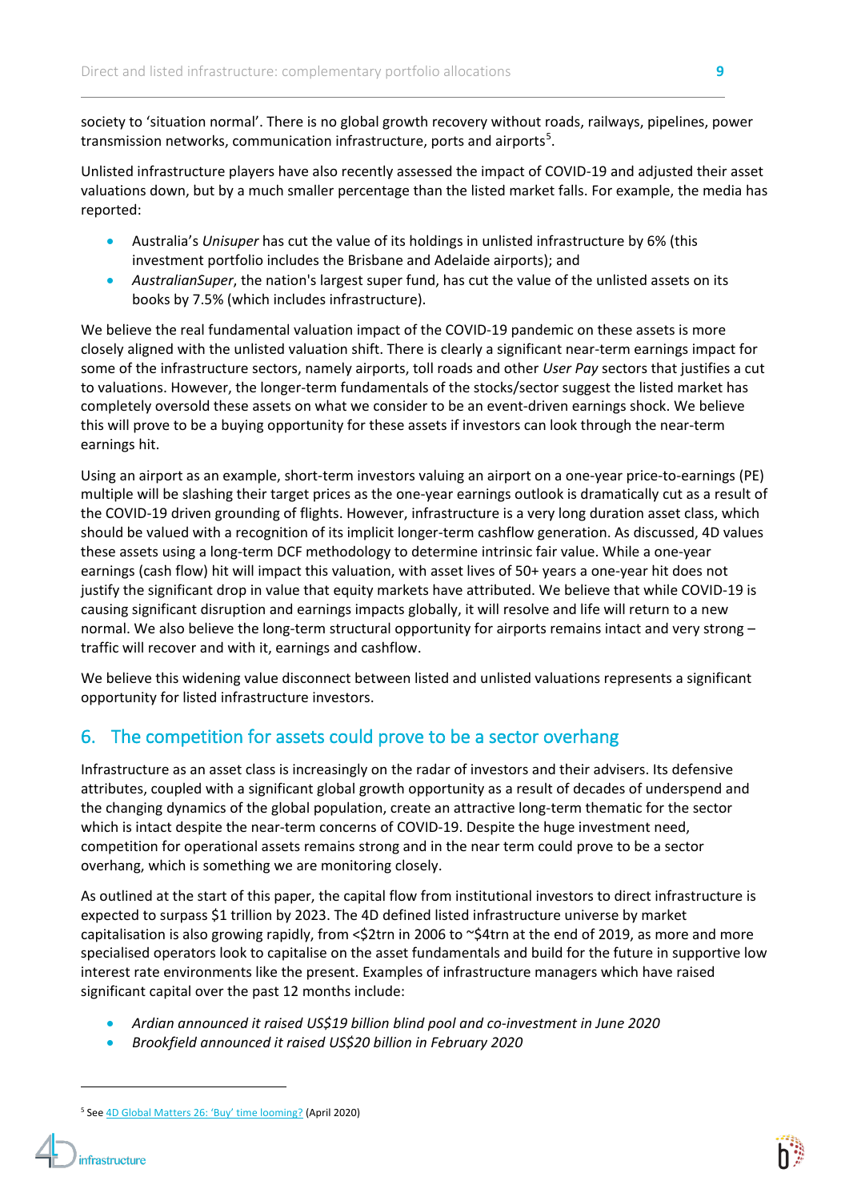society to 'situation normal'. There is no global growth recovery without roads, railways, pipelines, power transmission networks, communication infrastructure, ports and airports[5].

Unlisted infrastructure players have also recently assessed the impact of COVID-19 and adjusted their asset valuations down, but by a much smaller percentage than the listed market falls. For example, the media has reported:

- Australia's *Unisuper* has cut the value of its holdings in unlisted infrastructure by 6% (this investment portfolio includes the Brisbane and Adelaide airports); and
- *AustralianSuper*, the nation's largest super fund, has cut the value of the unlisted assets on its books by 7.5% (which includes infrastructure).

We believe the real fundamental valuation impact of the COVID-19 pandemic on these assets is more closely aligned with the unlisted valuation shift. There is clearly a significant near-term earnings impact for some of the infrastructure sectors, namely airports, toll roads and other *User Pay* sectors that justifies a cut to valuations. However, the longer-term fundamentals of the stocks/sector suggest the listed market has completely oversold these assets on what we consider to be an event-driven earnings shock. We believe this will prove to be a buying opportunity for these assets if investors can look through the near-term earnings hit.

Using an airport as an example, short-term investors valuing an airport on a one-year price-to-earnings (PE) multiple will be slashing their target prices as the one-year earnings outlook is dramatically cut as a result of the COVID-19 driven grounding of flights. However, infrastructure is a very long duration asset class, which should be valued with a recognition of its implicit longer-term cashflow generation. As discussed, 4D values these assets using a long-term DCF methodology to determine intrinsic fair value. While a one-year earnings (cash flow) hit will impact this valuation, with asset lives of 50+ years a one-year hit does not justify the significant drop in value that equity markets have attributed. We believe that while COVID-19 is causing significant disruption and earnings impacts globally, it will resolve and life will return to a new normal. We also believe the long-term structural opportunity for airports remains intact and very strong – traffic will recover and with it, earnings and cashflow.

We believe this widening value disconnect between listed and unlisted valuations represents a significant opportunity for listed infrastructure investors.

## 6. The competition for assets could prove to be a sector overhang

Infrastructure as an asset class is increasingly on the radar of investors and their advisers. Its defensive attributes, coupled with a significant global growth opportunity as a result of decades of underspend and the changing dynamics of the global population, create an attractive long-term thematic for the sector which is intact despite the near-term concerns of COVID-19. Despite the huge investment need, competition for operational assets remains strong and in the near term could prove to be a sector overhang, which is something we are monitoring closely.

As outlined at the start of this paper, the capital flow from institutional investors to direct infrastructure is expected to surpass $1 trillion by 2023. The 4D defined listed infrastructure universe by market capitalisation is also growing rapidly, from <$2trn in 2006 to ~$4trn at the end of 2019, as more and more specialised operators look to capitalise on the asset fundamentals and build for the future in supportive low interest rate environments like the present. Examples of infrastructure managers which have raised significant capital over the past 12 months include:

- *Ardian announced it raised US$19 billion blind pool and co-investment in June 2020*
- *Brookfield announced it raised US$20 billion in February 2020*

[5] See 4D Global Matters 26: 'Buy' time looming? (April 2020)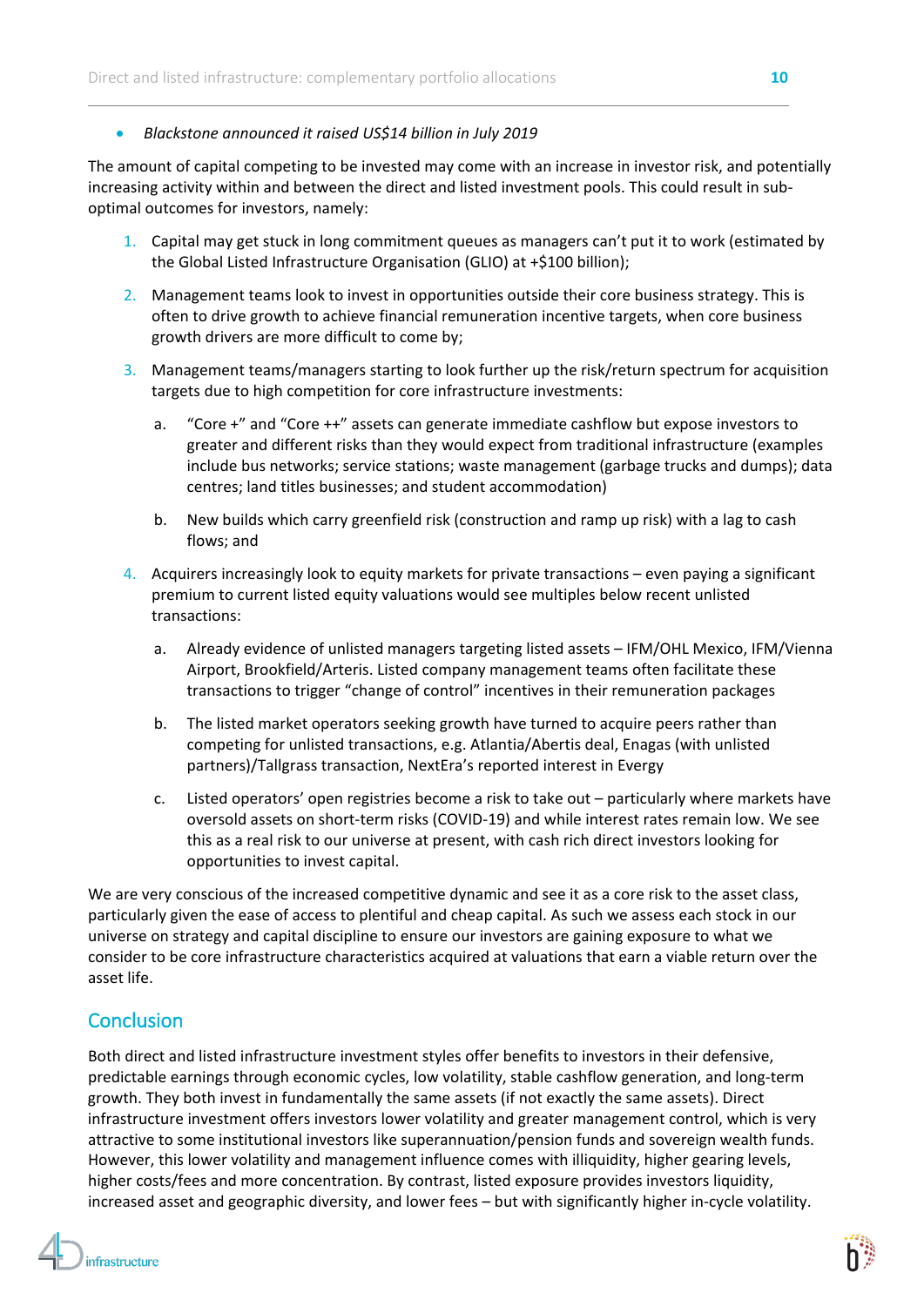- *Blackstone announced it raised US$14 billion in July 2019*

The amount of capital competing to be invested may come with an increase in investor risk, and potentially increasing activity within and between the direct and listed investment pools. This could result in sub-optimal outcomes for investors, namely:

1. Capital may get stuck in long commitment queues as managers can't put it to work (estimated by the Global Listed Infrastructure Organisation (GLIO) at +$100 billion);
2. Management teams look to invest in opportunities outside their core business strategy. This is often to drive growth to achieve financial remuneration incentive targets, when core business growth drivers are more difficult to come by;
3. Management teams/managers starting to look further up the risk/return spectrum for acquisition targets due to high competition for core infrastructure investments:
   a. "Core +" and "Core ++" assets can generate immediate cashflow but expose investors to greater and different risks than they would expect from traditional infrastructure (examples include bus networks; service stations; waste management (garbage trucks and dumps); data centres; land titles businesses; and student accommodation)

   b. New builds which carry greenfield risk (construction and ramp up risk) with a lag to cash flows; and
4. Acquirers increasingly look to equity markets for private transactions – even paying a significant premium to current listed equity valuations would see multiples below recent unlisted transactions:
   a. Already evidence of unlisted managers targeting listed assets – IFM/OHL Mexico, IFM/Vienna Airport, Brookfield/Arteris. Listed company management teams often facilitate these transactions to trigger "change of control" incentives in their remuneration packages

   b. The listed market operators seeking growth have turned to acquire peers rather than competing for unlisted transactions, e.g. Atlantia/Abertis deal, Enagas (with unlisted partners)/Tallgrass transaction, NextEra's reported interest in Evergy

   c. Listed operators' open registries become a risk to take out – particularly where markets have oversold assets on short-term risks (COVID-19) and while interest rates remain low. We see this as a real risk to our universe at present, with cash rich direct investors looking for opportunities to invest capital.

We are very conscious of the increased competitive dynamic and see it as a core risk to the asset class, particularly given the ease of access to plentiful and cheap capital. As such we assess each stock in our universe on strategy and capital discipline to ensure our investors are gaining exposure to what we consider to be core infrastructure characteristics acquired at valuations that earn a viable return over the asset life.

## Conclusion

Both direct and listed infrastructure investment styles offer benefits to investors in their defensive, predictable earnings through economic cycles, low volatility, stable cashflow generation, and long-term growth. They both invest in fundamentally the same assets (if not exactly the same assets). Direct infrastructure investment offers investors lower volatility and greater management control, which is very attractive to some institutional investors like superannuation/pension funds and sovereign wealth funds. However, this lower volatility and management influence comes with illiquidity, higher gearing levels, higher costs/fees and more concentration. By contrast, listed exposure provides investors liquidity, increased asset and geographic diversity, and lower fees – but with significantly higher in-cycle volatility.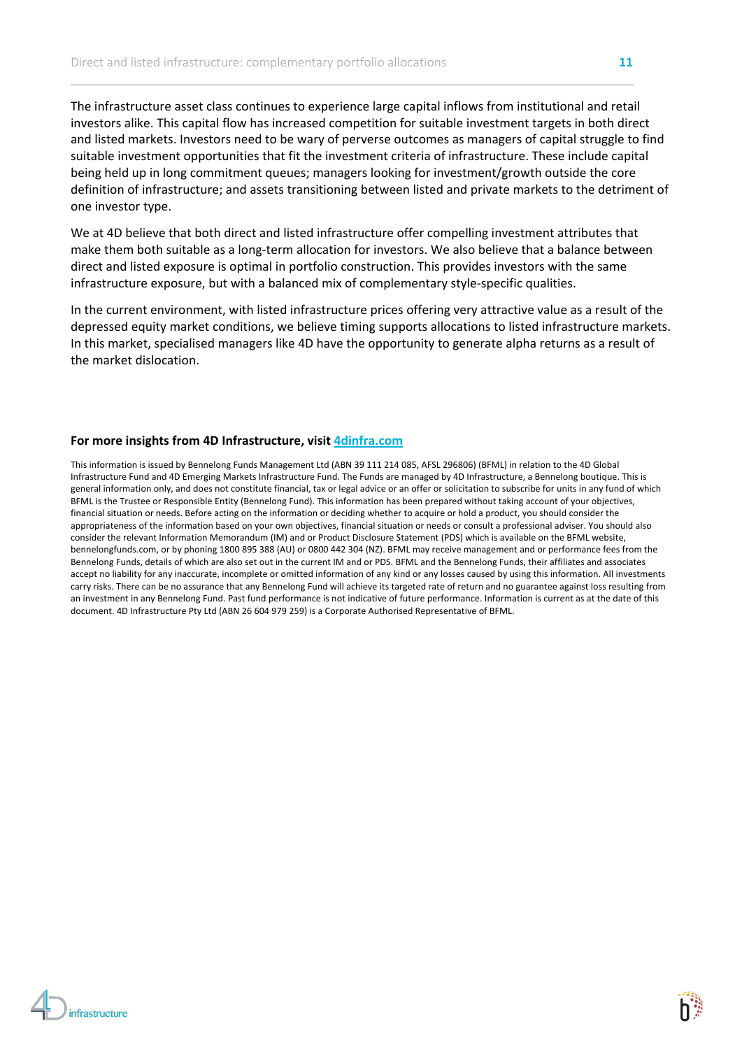The infrastructure asset class continues to experience large capital inflows from institutional and retail investors alike. This capital flow has increased competition for suitable investment targets in both direct and listed markets. Investors need to be wary of perverse outcomes as managers of capital struggle to find suitable investment opportunities that fit the investment criteria of infrastructure. These include capital being held up in long commitment queues; managers looking for investment/growth outside the core definition of infrastructure; and assets transitioning between listed and private markets to the detriment of one investor type.

We at 4D believe that both direct and listed infrastructure offer compelling investment attributes that make them both suitable as a long-term allocation for investors. We also believe that a balance between direct and listed exposure is optimal in portfolio construction. This provides investors with the same infrastructure exposure, but with a balanced mix of complementary style-specific qualities.

In the current environment, with listed infrastructure prices offering very attractive value as a result of the depressed equity market conditions, we believe timing supports allocations to listed infrastructure markets. In this market, specialised managers like 4D have the opportunity to generate alpha returns as a result of the market dislocation.

**For more insights from 4D Infrastructure, visit [4dinfra.com](https://4dinfra.com)**

This information is issued by Bennelong Funds Management Ltd (ABN 39 111 214 085, AFSL 296806) (BFML) in relation to the 4D Global Infrastructure Fund and 4D Emerging Markets Infrastructure Fund. The Funds are managed by 4D Infrastructure, a Bennelong boutique. This is general information only, and does not constitute financial, tax or legal advice or an offer or solicitation to subscribe for units in any fund of which BFML is the Trustee or Responsible Entity (Bennelong Fund). This information has been prepared without taking account of your objectives, financial situation or needs. Before acting on the information or deciding whether to acquire or hold a product, you should consider the appropriateness of the information based on your own objectives, financial situation or needs or consult a professional adviser. You should also consider the relevant Information Memorandum (IM) and or Product Disclosure Statement (PDS) which is available on the BFML website, bennelongfunds.com, or by phoning 1800 895 388 (AU) or 0800 442 304 (NZ). BFML may receive management and or performance fees from the Bennelong Funds, details of which are also set out in the current IM and or PDS. BFML and the Bennelong Funds, their affiliates and associates accept no liability for any inaccurate, incomplete or omitted information of any kind or any losses caused by using this information. All investments carry risks. There can be no assurance that any Bennelong Fund will achieve its targeted rate of return and no guarantee against loss resulting from an investment in any Bennelong Fund. Past fund performance is not indicative of future performance. Information is current as at the date of this document. 4D Infrastructure Pty Ltd (ABN 26 604 979 259) is a Corporate Authorised Representative of BFML.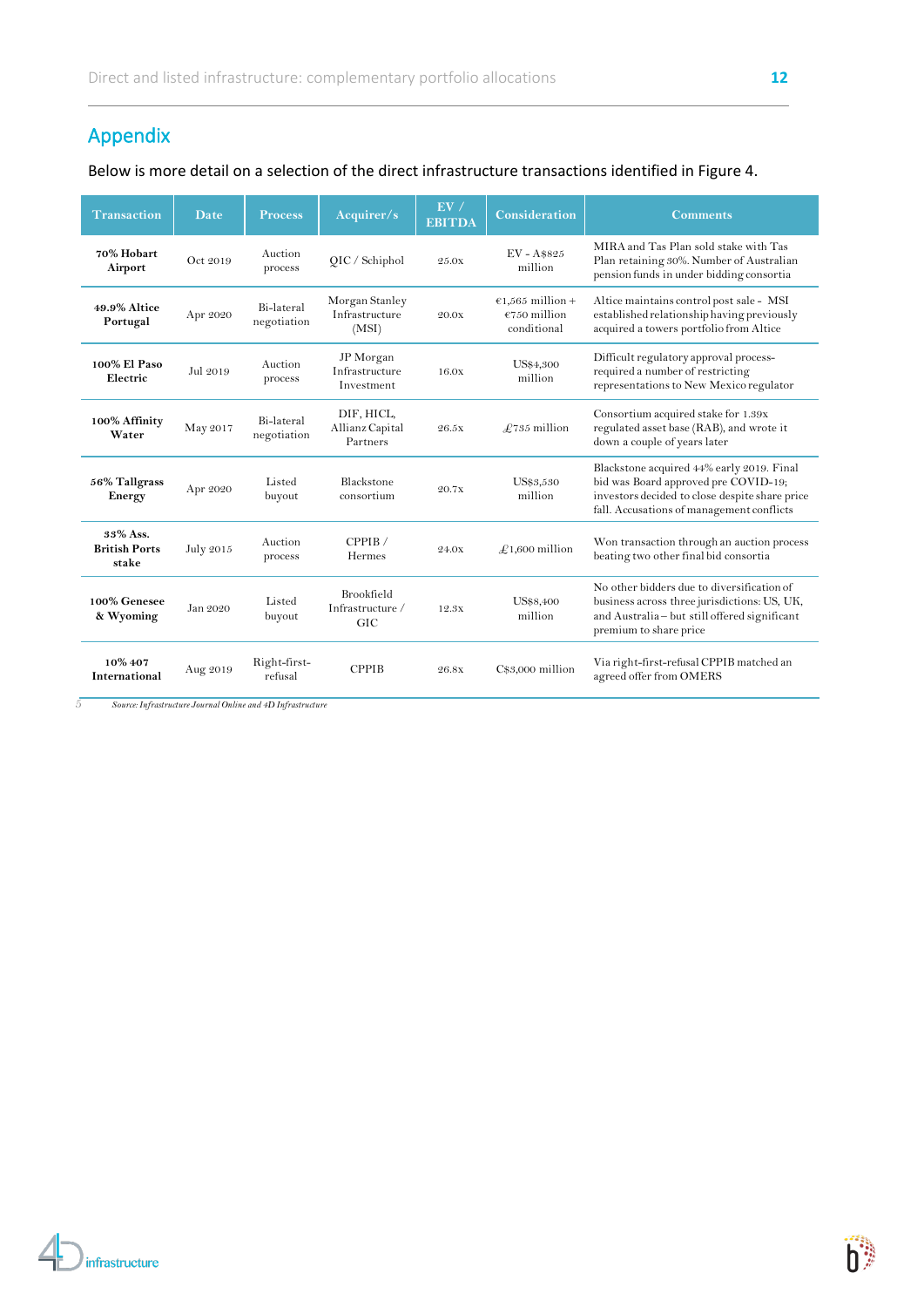## Appendix

Below is more detail on a selection of the direct infrastructure transactions identified in Figure 4.

| Transaction | Date | Process | Acquirer/s | EV / EBITDA | Consideration | Comments |
|---|---|---|---|---|---|---|
| **70% Hobart Airport** | Oct 2019 | Auction process | QIC / Schiphol | 25.0x | EV - A$825 million | MIRA and Tas Plan sold stake with Tas Plan retaining 30%. Number of Australian pension funds in under bidding consortia |
| **49.9% Altice Portugal** | Apr 2020 | Bi-lateral negotiation | Morgan Stanley Infrastructure (MSI) | 20.0x | €1,565 million + €750 million conditional | Altice maintains control post sale - MSI established relationship having previously acquired a towers portfolio from Altice |
| **100% El Paso Electric** | Jul 2019 | Auction process | JP Morgan Infrastructure Investment | 16.0x | US$4,300 million | Difficult regulatory approval process- required a number of restricting representations to New Mexico regulator |
| **100% Affinity Water** | May 2017 | Bi-lateral negotiation | DIF, HICL, Allianz Capital Partners | 26.5x | £735 million | Consortium acquired stake for 1.39x regulated asset base (RAB), and wrote it down a couple of years later |
| **56% Tallgrass Energy** | Apr 2020 | Listed buyout | Blackstone consortium | 20.7x | US$3,530 million | Blackstone acquired 44% early 2019. Final bid was Board approved pre COVID-19; investors decided to close despite share price fall. Accusations of management conflicts |
| **33% Ass. British Ports stake** | July 2015 | Auction process | CPPIB / Hermes | 24.0x | £1,600 million | Won transaction through an auction process beating two other final bid consortia |
| **100% Genesee & Wyoming** | Jan 2020 | Listed buyout | Brookfield Infrastructure / GIC | 12.3x | US$8,400 million | No other bidders due to diversification of business across three jurisdictions: US, UK, and Australia – but still offered significant premium to share price |
| **10% 407 International** | Aug 2019 | Right-first-refusal | CPPIB | 26.8x | C$3,000 million | Via right-first-refusal CPPIB matched an agreed offer from OMERS |

*Source: Infrastructure Journal Online and 4D Infrastructure*